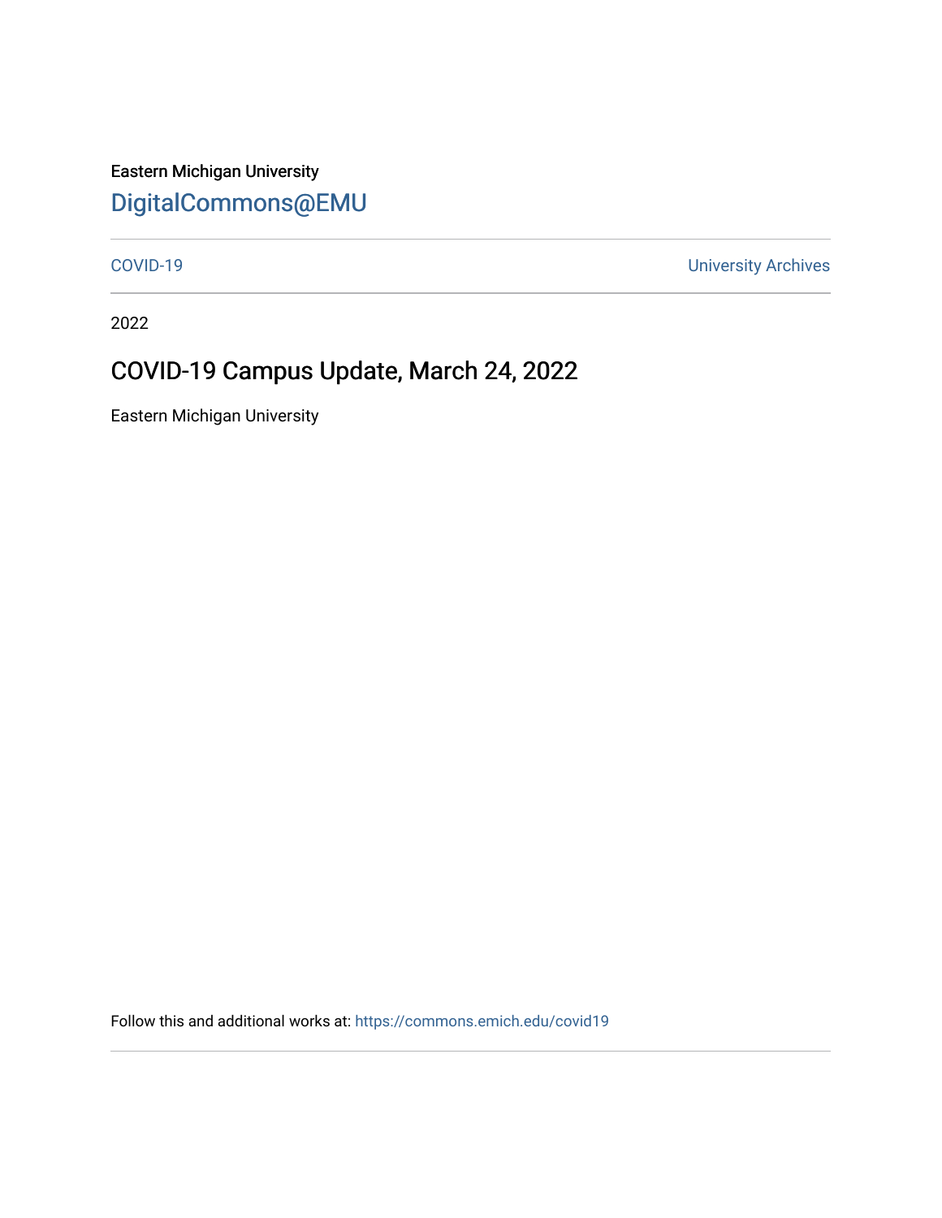Eastern Michigan University

DigitalCommons@EMU

COVID-19 University Archives

2022

# COVID-19 Campus Update, March 24, 2022

Eastern Michigan University

Follow this and additional works at: https://commons.emich.edu/covid19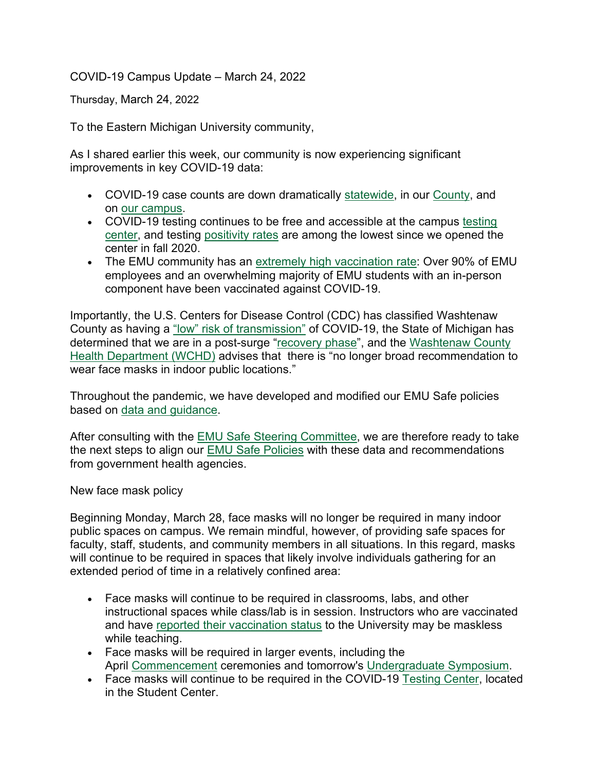# COVID-19 Campus Update – March 24, 2022

Thursday, March 24, 2022

To the Eastern Michigan University community,

As I shared earlier this week, our community is now experiencing significant improvements in key COVID-19 data:

- COVID-19 case counts are down dramatically statewide, in our County, and on our campus.
- COVID-19 testing continues to be free and accessible at the campus testing center, and testing positivity rates are among the lowest since we opened the center in fall 2020.
- The EMU community has an extremely high vaccination rate: Over 90% of EMU employees and an overwhelming majority of EMU students with an in-person component have been vaccinated against COVID-19.

Importantly, the U.S. Centers for Disease Control (CDC) has classified Washtenaw County as having a "low" risk of transmission" of COVID-19, the State of Michigan has determined that we are in a post-surge "recovery phase", and the Washtenaw County Health Department (WCHD) advises that there is "no longer broad recommendation to wear face masks in indoor public locations."

Throughout the pandemic, we have developed and modified our EMU Safe policies based on data and guidance.

After consulting with the EMU Safe Steering Committee, we are therefore ready to take the next steps to align our EMU Safe Policies with these data and recommendations from government health agencies.

## New face mask policy

Beginning Monday, March 28, face masks will no longer be required in many indoor public spaces on campus. We remain mindful, however, of providing safe spaces for faculty, staff, students, and community members in all situations. In this regard, masks will continue to be required in spaces that likely involve individuals gathering for an extended period of time in a relatively confined area:

- Face masks will continue to be required in classrooms, labs, and other instructional spaces while class/lab is in session. Instructors who are vaccinated and have reported their vaccination status to the University may be maskless while teaching.
- Face masks will be required in larger events, including the April Commencement ceremonies and tomorrow's Undergraduate Symposium.
- Face masks will continue to be required in the COVID-19 Testing Center, located in the Student Center.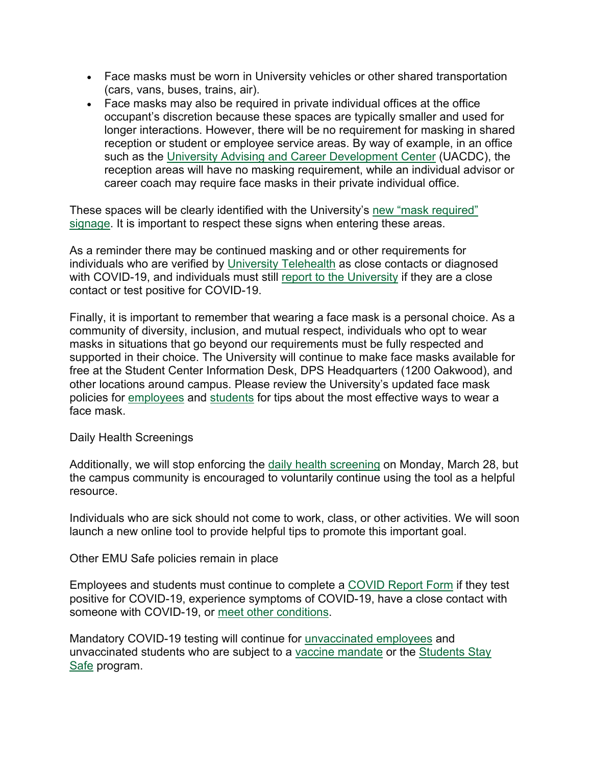- Face masks must be worn in University vehicles or other shared transportation (cars, vans, buses, trains, air).
- Face masks may also be required in private individual offices at the office occupant's discretion because these spaces are typically smaller and used for longer interactions. However, there will be no requirement for masking in shared reception or student or employee service areas. By way of example, in an office such as the University Advising and Career Development Center (UACDC), the reception areas will have no masking requirement, while an individual advisor or career coach may require face masks in their private individual office.

These spaces will be clearly identified with the University's new "mask required" signage. It is important to respect these signs when entering these areas.

As a reminder there may be continued masking and or other requirements for individuals who are verified by University Telehealth as close contacts or diagnosed with COVID-19, and individuals must still report to the University if they are a close contact or test positive for COVID-19.

Finally, it is important to remember that wearing a face mask is a personal choice. As a community of diversity, inclusion, and mutual respect, individuals who opt to wear masks in situations that go beyond our requirements must be fully respected and supported in their choice. The University will continue to make face masks available for free at the Student Center Information Desk, DPS Headquarters (1200 Oakwood), and other locations around campus. Please review the University's updated face mask policies for employees and students for tips about the most effective ways to wear a face mask.

Daily Health Screenings

Additionally, we will stop enforcing the daily health screening on Monday, March 28, but the campus community is encouraged to voluntarily continue using the tool as a helpful resource.

Individuals who are sick should not come to work, class, or other activities. We will soon launch a new online tool to provide helpful tips to promote this important goal.

Other EMU Safe policies remain in place

Employees and students must continue to complete a COVID Report Form if they test positive for COVID-19, experience symptoms of COVID-19, have a close contact with someone with COVID-19, or meet other conditions.

Mandatory COVID-19 testing will continue for unvaccinated employees and unvaccinated students who are subject to a vaccine mandate or the Students Stay Safe program.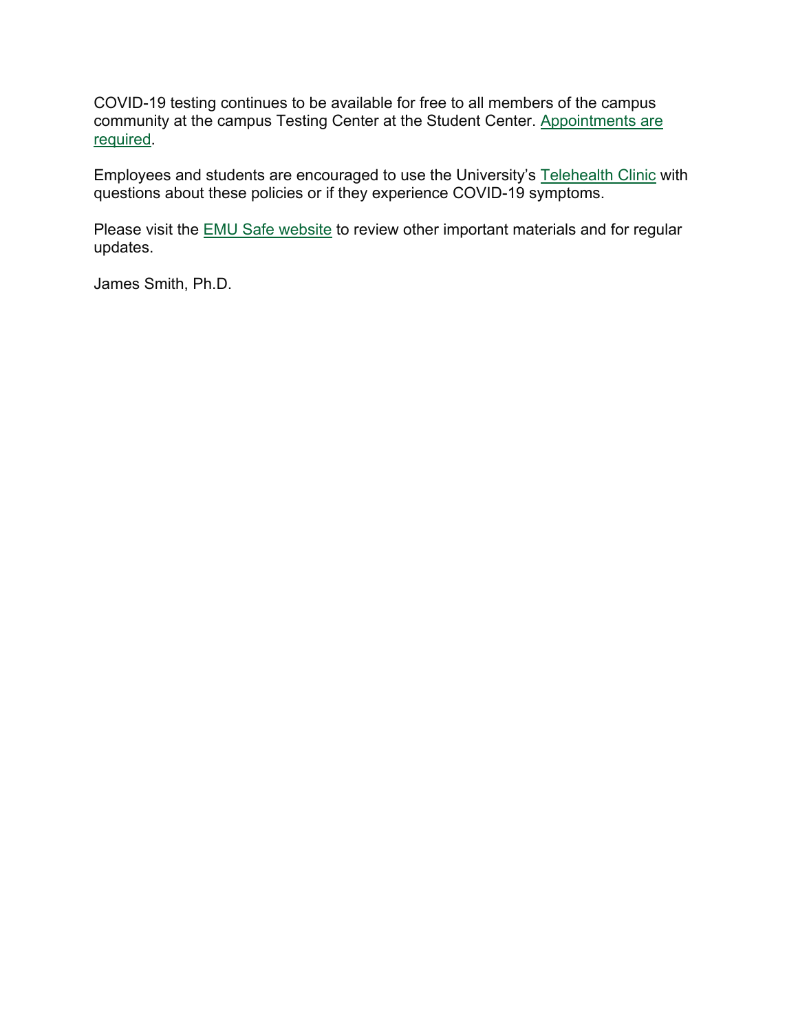COVID-19 testing continues to be available for free to all members of the campus community at the campus Testing Center at the Student Center. Appointments are required.

Employees and students are encouraged to use the University's Telehealth Clinic with questions about these policies or if they experience COVID-19 symptoms.

Please visit the EMU Safe website to review other important materials and for regular updates.

James Smith, Ph.D.